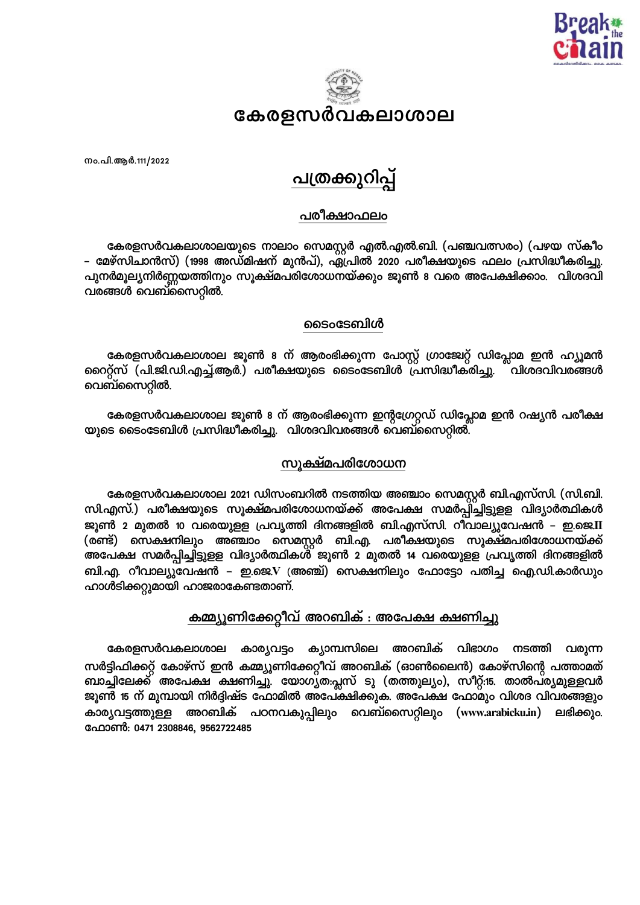# കേരളസർവകലാശാല

നം.പി.ആർ.111/2022

## പത്രക്കുറിപ്പ്

### പരീക്ഷാഫലം

കേരളസർവകലാശാലയുടെ നാലാം സെമസ്റ്റർ എൽ.എൽ.ബി. (പഞ്ചവത്സരം) (പഴയ സ്കീം – മേഴ്സിചാൻസ്) (1998 അഡ്മിഷന് മുൻപ്), ഏപ്രിൽ 2020 പരീക്ഷയുടെ ഫലം പ്രസിദ്ധീകരിച്ചു. പുനർമൂല്യനിർണ്ണയത്തിനും സൂക്ഷ്മപരിശോധനയ്ക്കും ജൂൺ 8 വരെ അപേക്ഷിക്കാം. വിശദവിവരങ്ങൾ വെബ്സൈറ്റിൽ.

### ടൈംടേബിൾ

കേരളസർവകലാശാല ജൂൺ 8 ന് ആരംഭിക്കുന്ന പോസ്റ്റ് ഗ്രാജ്വേറ്റ് ഡിപ്ലോമ ഇൻ ഹ്യൂമൻ റൈറ്റ്സ് (പി.ജി.ഡി.എച്ച്.ആർ.) പരീക്ഷയുടെ ടൈംടേബിൾ പ്രസിദ്ധീകരിച്ചു. വിശദവിവരങ്ങൾ വെബ്സൈറ്റിൽ.

കേരളസർവകലാശാല ജൂൺ 8 ന് ആരംഭിക്കുന്ന ഇന്റഗ്രേറ്റഡ് ഡിപ്ലോമ ഇൻ റഷ്യൻ പരീക്ഷയുടെ ടൈംടേബിൾ പ്രസിദ്ധീകരിച്ചു. വിശദവിവരങ്ങൾ വെബ്സൈറ്റിൽ.

### സൂക്ഷ്മപരിശോധന

കേരളസർവകലാശാല 2021 ഡിസംബറിൽ നടത്തിയ അഞ്ചാം സെമസ്റ്റർ ബി.എസ്സി. (സി.ബി.സി.എസ്.) പരീക്ഷയുടെ സൂക്ഷ്മപരിശോധനയ്ക്ക് അപേക്ഷ സമർപ്പിച്ചിട്ടുള്ള വിദ്യാർത്ഥികൾ ജൂൺ 2 മുതൽ 10 വരെയുള്ള പ്രവൃത്തി ദിനങ്ങളിൽ ബി.എസ്സി. റീവാല്യുവേഷൻ – ഇ.ജെ.II (രണ്ട്) സെക്ഷനിലും അഞ്ചാം സെമസ്റ്റർ ബി.എ. പരീക്ഷയുടെ സൂക്ഷ്മപരിശോധനയ്ക്ക് അപേക്ഷ സമർപ്പിച്ചിട്ടുള്ള വിദ്യാർത്ഥികൾ ജൂൺ 2 മുതൽ 14 വരെയുള്ള പ്രവൃത്തി ദിനങ്ങളിൽ ബി.എ. റീവാല്യുവേഷൻ – ഇ.ജെ.V (അഞ്ച്) സെക്ഷനിലും ഫോട്ടോ പതിച്ച ഐ.ഡി.കാർഡും ഹാൾടിക്കറ്റുമായി ഹാജരാകേണ്ടതാണ്.

### കമ്മ്യൂണിക്കേറ്റീവ് അറബിക് : അപേക്ഷ ക്ഷണിച്ചു

കേരളസർവകലാശാല കാര്യവട്ടം ക്യാമ്പസിലെ അറബിക് വിഭാഗം നടത്തി വരുന്ന സർട്ടിഫിക്കറ്റ് കോഴ്സ് ഇൻ കമ്മ്യൂണിക്കേറ്റീവ് അറബിക് (ഓൺലൈൻ) കോഴ്സിന്റെ പത്താമത് ബാച്ചിലേക്ക് അപേക്ഷ ക്ഷണിച്ചു. യോഗ്യത:പ്ലസ് ടു (തത്തുല്യം), സീറ്റ്:15. താൽപര്യമുള്ളവർ ജൂൺ 15 ന് മുമ്പായി നിർദ്ദിഷ്ട ഫോമിൽ അപേക്ഷിക്കുക. അപേക്ഷ ഫോമും വിശദ വിവരങ്ങളും കാര്യവട്ടത്തുള്ള അറബിക് പഠനവകുപ്പിലും വെബ്സൈറ്റിലും (www.arabicku.in) ലഭിക്കും. ഫോൺ: 0471 2308846, 9562722485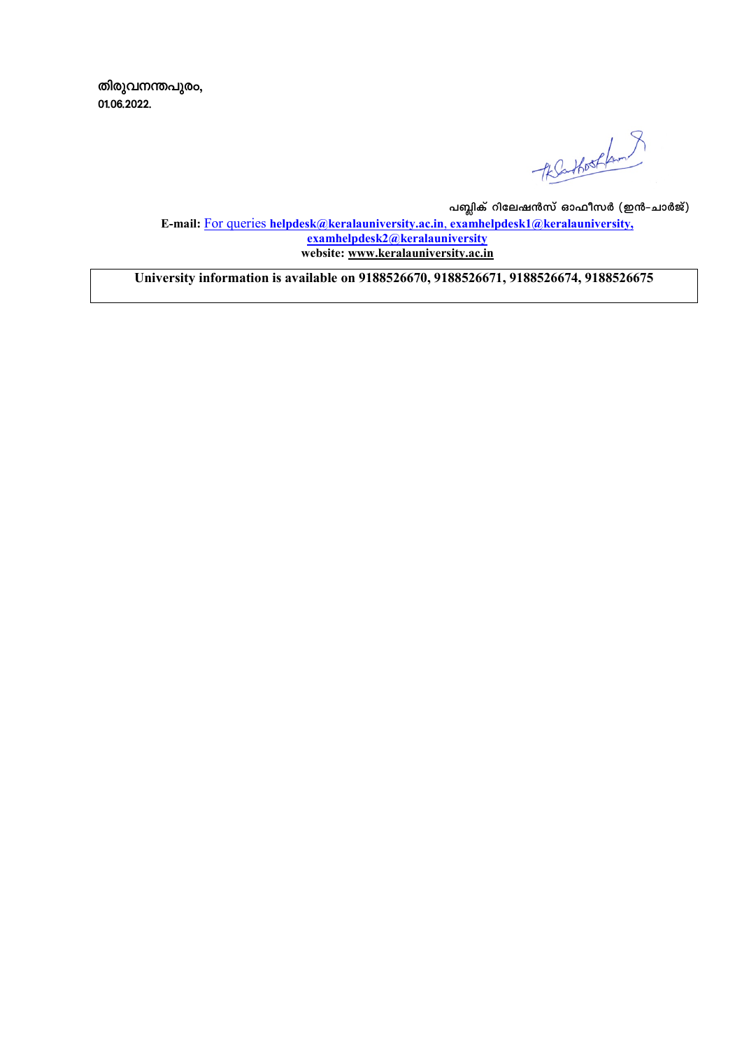തിരുവനന്തപുരം,
01.06.2022.

പബ്ലിക് റിലേഷൻസ് ഓഫീസർ (ഇൻ-ചാർജ്)

**E-mail:** For queries **helpdesk@keralauniversity.ac.in, examhelpdesk1@keralauniversity, examhelpdesk2@keralauniversity**
**website: www.keralauniversity.ac.in**

**University information is available on 9188526670, 9188526671, 9188526674, 9188526675**